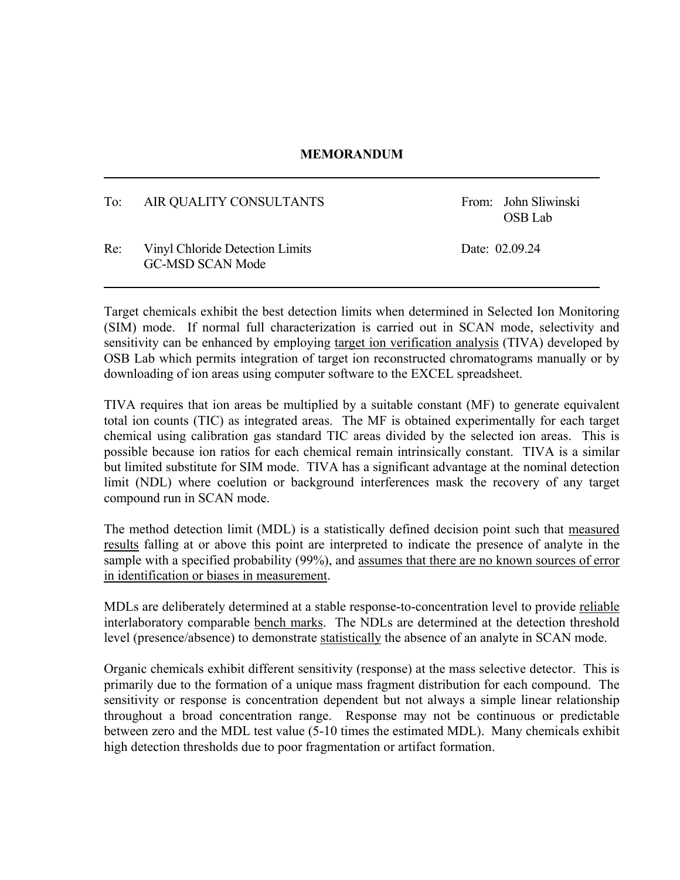# MEMORANDUM

| | | | |
|---|---|---|---|
| To: | AIR QUALITY CONSULTANTS | From: | John Sliwinski<br>OSB Lab |
| Re: | Vinyl Chloride Detection Limits<br>GC-MSD SCAN Mode | Date: | 02.09.24 |

---

Target chemicals exhibit the best detection limits when determined in Selected Ion Monitoring (SIM) mode. If normal full characterization is carried out in SCAN mode, selectivity and sensitivity can be enhanced by employing <u>target ion verification analysis</u> (TIVA) developed by OSB Lab which permits integration of target ion reconstructed chromatograms manually or by downloading of ion areas using computer software to the EXCEL spreadsheet.

TIVA requires that ion areas be multiplied by a suitable constant (MF) to generate equivalent total ion counts (TIC) as integrated areas. The MF is obtained experimentally for each target chemical using calibration gas standard TIC areas divided by the selected ion areas. This is possible because ion ratios for each chemical remain intrinsically constant. TIVA is a similar but limited substitute for SIM mode. TIVA has a significant advantage at the nominal detection limit (NDL) where coelution or background interferences mask the recovery of any target compound run in SCAN mode.

The method detection limit (MDL) is a statistically defined decision point such that <u>measured results</u> falling at or above this point are interpreted to indicate the presence of analyte in the sample with a specified probability (99%), and <u>assumes that there are no known sources of error in identification or biases in measurement</u>.

MDLs are deliberately determined at a stable response-to-concentration level to provide <u>reliable</u> interlaboratory comparable <u>bench marks</u>. The NDLs are determined at the detection threshold level (presence/absence) to demonstrate <u>statistically</u> the absence of an analyte in SCAN mode.

Organic chemicals exhibit different sensitivity (response) at the mass selective detector. This is primarily due to the formation of a unique mass fragment distribution for each compound. The sensitivity or response is concentration dependent but not always a simple linear relationship throughout a broad concentration range. Response may not be continuous or predictable between zero and the MDL test value (5-10 times the estimated MDL). Many chemicals exhibit high detection thresholds due to poor fragmentation or artifact formation.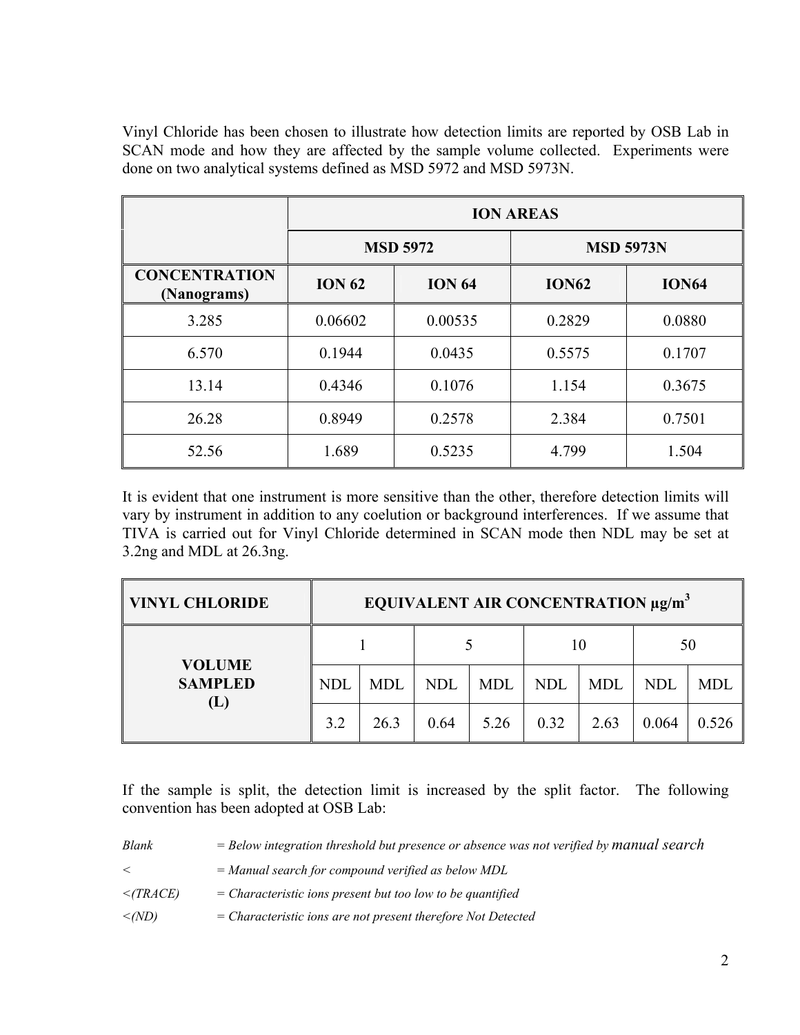Vinyl Chloride has been chosen to illustrate how detection limits are reported by OSB Lab in SCAN mode and how they are affected by the sample volume collected. Experiments were done on two analytical systems defined as MSD 5972 and MSD 5973N.

| | **ION AREAS** | | | |
|---|---|---|---|---|
| | **MSD 5972** | | **MSD 5973N** | |
| **CONCENTRATION (Nanograms)** | **ION 62** | **ION 64** | **ION62** | **ION64** |
| 3.285 | 0.06602 | 0.00535 | 0.2829 | 0.0880 |
| 6.570 | 0.1944 | 0.0435 | 0.5575 | 0.1707 |
| 13.14 | 0.4346 | 0.1076 | 1.154 | 0.3675 |
| 26.28 | 0.8949 | 0.2578 | 2.384 | 0.7501 |
| 52.56 | 1.689 | 0.5235 | 4.799 | 1.504 |

It is evident that one instrument is more sensitive than the other, therefore detection limits will vary by instrument in addition to any coelution or background interferences. If we assume that TIVA is carried out for Vinyl Chloride determined in SCAN mode then NDL may be set at 3.2ng and MDL at 26.3ng.

| **VINYL CHLORIDE** | **EQUIVALENT AIR CONCENTRATION μg/m$^3$** | | | | | | | |
|---|---|---|---|---|---|---|---|---|
| **VOLUME SAMPLED (L)** | 1 | | 5 | | 10 | | 50 | |
| | NDL | MDL | NDL | MDL | NDL | MDL | NDL | MDL |
| | 3.2 | 26.3 | 0.64 | 5.26 | 0.32 | 2.63 | 0.064 | 0.526 |

If the sample is split, the detection limit is increased by the split factor. The following convention has been adopted at OSB Lab:

*Blank* = *Below integration threshold but presence or absence was not verified by manual search*

*<* = *Manual search for compound verified as below MDL*

*<(TRACE)* = *Characteristic ions present but too low to be quantified*

*<(ND)* = *Characteristic ions are not present therefore Not Detected*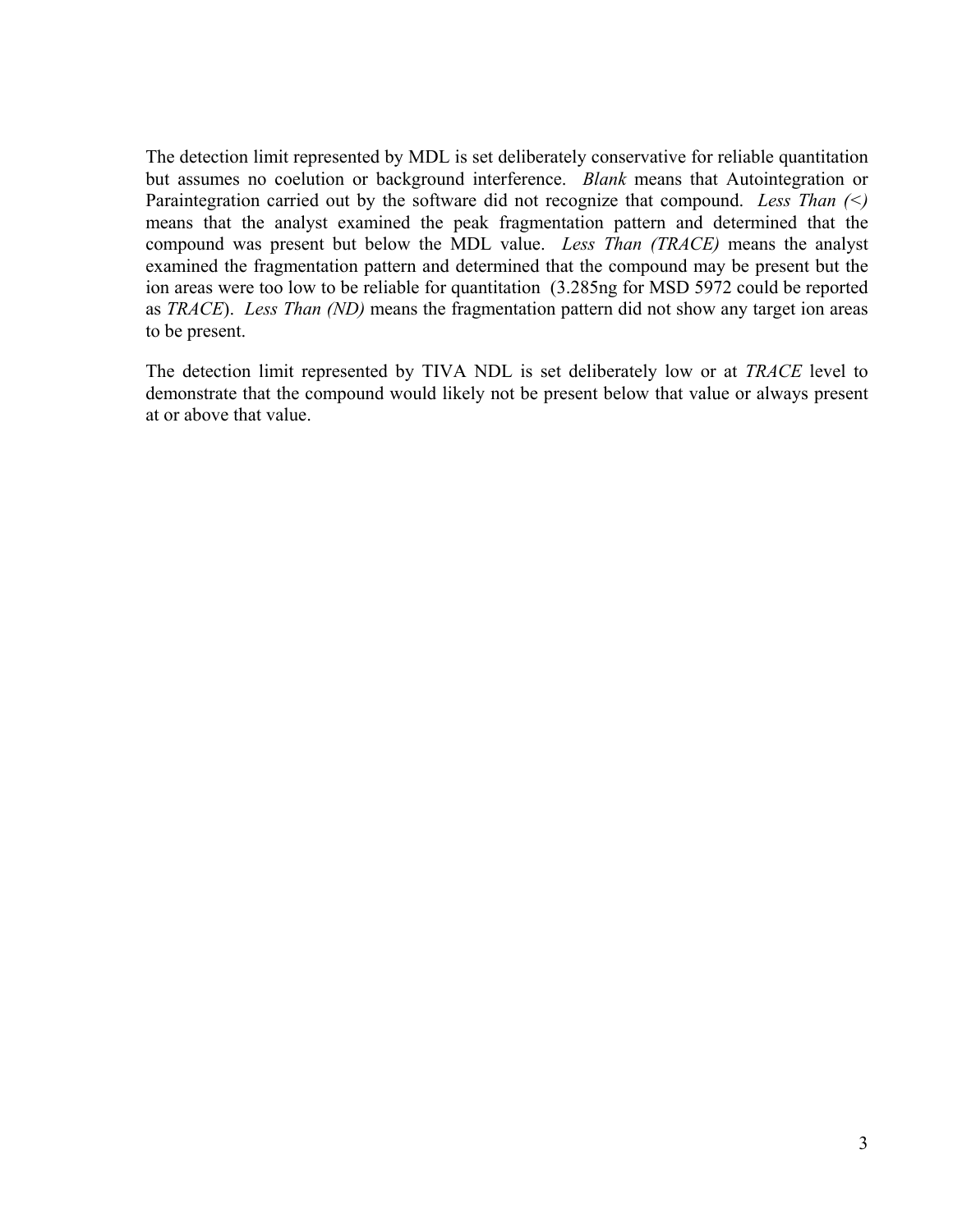The detection limit represented by MDL is set deliberately conservative for reliable quantitation but assumes no coelution or background interference. *Blank* means that Autointegration or Paraintegration carried out by the software did not recognize that compound. *Less Than (<)* means that the analyst examined the peak fragmentation pattern and determined that the compound was present but below the MDL value. *Less Than (TRACE)* means the analyst examined the fragmentation pattern and determined that the compound may be present but the ion areas were too low to be reliable for quantitation (3.285ng for MSD 5972 could be reported as *TRACE*). *Less Than (ND)* means the fragmentation pattern did not show any target ion areas to be present.

The detection limit represented by TIVA NDL is set deliberately low or at *TRACE* level to demonstrate that the compound would likely not be present below that value or always present at or above that value.